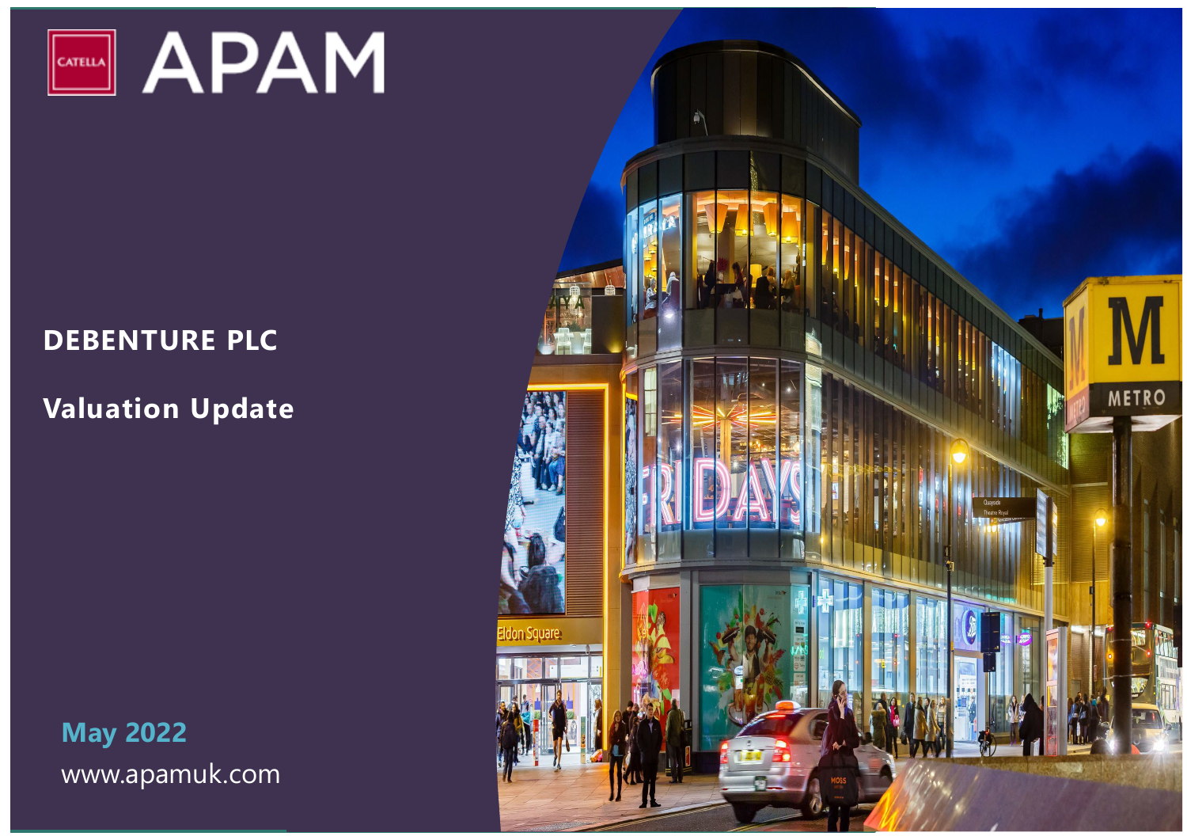CATELLA

# APAM

## DEBENTURE PLC

## Valuation Update

**May 2022**

www.apamuk.com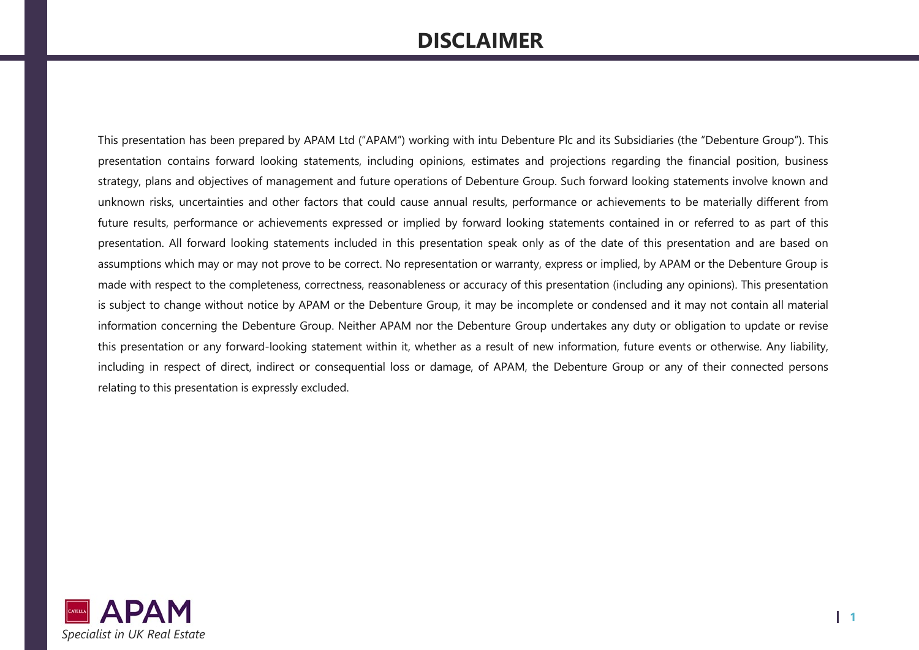# DISCLAIMER

This presentation has been prepared by APAM Ltd ("APAM") working with intu Debenture Plc and its Subsidiaries (the "Debenture Group"). This presentation contains forward looking statements, including opinions, estimates and projections regarding the financial position, business strategy, plans and objectives of management and future operations of Debenture Group. Such forward looking statements involve known and unknown risks, uncertainties and other factors that could cause annual results, performance or achievements to be materially different from future results, performance or achievements expressed or implied by forward looking statements contained in or referred to as part of this presentation. All forward looking statements included in this presentation speak only as of the date of this presentation and are based on assumptions which may or may not prove to be correct. No representation or warranty, express or implied, by APAM or the Debenture Group is made with respect to the completeness, correctness, reasonableness or accuracy of this presentation (including any opinions). This presentation is subject to change without notice by APAM or the Debenture Group, it may be incomplete or condensed and it may not contain all material information concerning the Debenture Group. Neither APAM nor the Debenture Group undertakes any duty or obligation to update or revise this presentation or any forward-looking statement within it, whether as a result of new information, future events or otherwise. Any liability, including in respect of direct, indirect or consequential loss or damage, of APAM, the Debenture Group or any of their connected persons relating to this presentation is expressly excluded.

APAM

*Specialist in UK Real Estate*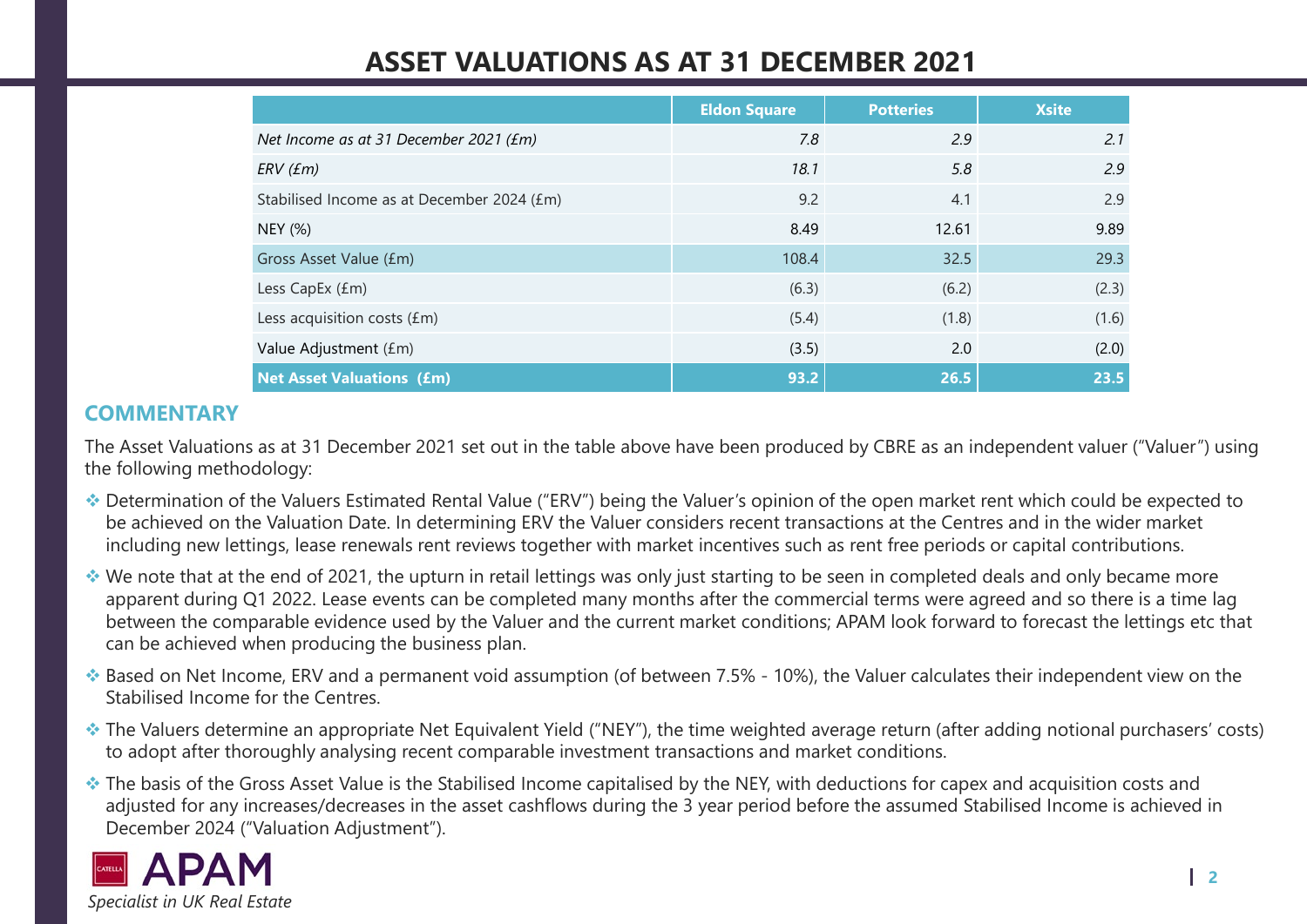# ASSET VALUATIONS AS AT 31 DECEMBER 2021

| | Eldon Square | Potteries | Xsite |
|---|---|---|---|
| *Net Income as at 31 December 2021 (£m)* | *7.8* | *2.9* | *2.1* |
| *ERV (£m)* | *18.1* | *5.8* | *2.9* |
| Stabilised Income as at December 2024 (£m) | 9.2 | 4.1 | 2.9 |
| NEY (%) | 8.49 | 12.61 | 9.89 |
| Gross Asset Value (£m) | 108.4 | 32.5 | 29.3 |
| Less CapEx (£m) | (6.3) | (6.2) | (2.3) |
| Less acquisition costs (£m) | (5.4) | (1.8) | (1.6) |
| Value Adjustment (£m) | (3.5) | 2.0 | (2.0) |
| **Net Asset Valuations (£m)** | **93.2** | **26.5** | **23.5** |

## COMMENTARY

The Asset Valuations as at 31 December 2021 set out in the table above have been produced by CBRE as an independent valuer ("Valuer") using the following methodology:

- Determination of the Valuers Estimated Rental Value ("ERV") being the Valuer's opinion of the open market rent which could be expected to be achieved on the Valuation Date. In determining ERV the Valuer considers recent transactions at the Centres and in the wider market including new lettings, lease renewals rent reviews together with market incentives such as rent free periods or capital contributions.
- We note that at the end of 2021, the upturn in retail lettings was only just starting to be seen in completed deals and only became more apparent during Q1 2022. Lease events can be completed many months after the commercial terms were agreed and so there is a time lag between the comparable evidence used by the Valuer and the current market conditions; APAM look forward to forecast the lettings etc that can be achieved when producing the business plan.
- Based on Net Income, ERV and a permanent void assumption (of between 7.5% - 10%), the Valuer calculates their independent view on the Stabilised Income for the Centres.
- The Valuers determine an appropriate Net Equivalent Yield ("NEY"), the time weighted average return (after adding notional purchasers' costs) to adopt after thoroughly analysing recent comparable investment transactions and market conditions.
- The basis of the Gross Asset Value is the Stabilised Income capitalised by the NEY, with deductions for capex and acquisition costs and adjusted for any increases/decreases in the asset cashflows during the 3 year period before the assumed Stabilised Income is achieved in December 2024 ("Valuation Adjustment").

APAM
*Specialist in UK Real Estate*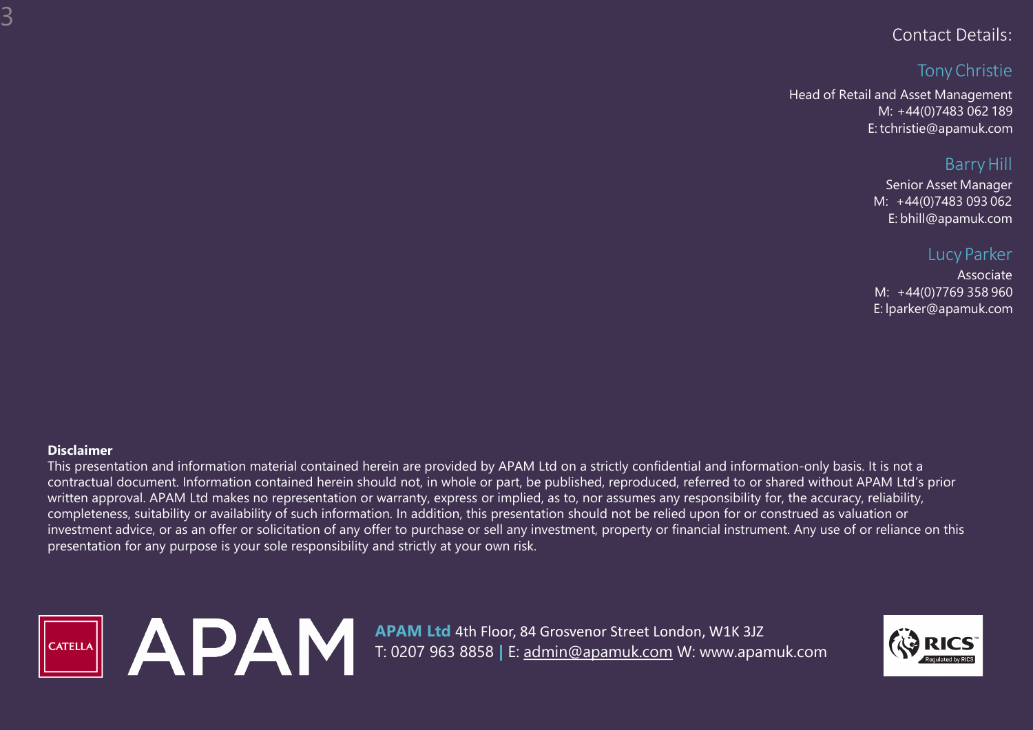## Contact Details:

### Tony Christie

Head of Retail and Asset Management
M: +44(0)7483 062 189
E: tchristie@apamuk.com

### Barry Hill

Senior Asset Manager
M: +44(0)7483 093 062
E: bhill@apamuk.com

### Lucy Parker

Associate
M: +44(0)7769 358 960
E: lparker@apamuk.com

**Disclaimer**

This presentation and information material contained herein are provided by APAM Ltd on a strictly confidential and information-only basis. It is not a contractual document. Information contained herein should not, in whole or part, be published, reproduced, referred to or shared without APAM Ltd's prior written approval. APAM Ltd makes no representation or warranty, express or implied, as to, nor assumes any responsibility for, the accuracy, reliability, completeness, suitability or availability of such information. In addition, this presentation should not be relied upon for or construed as valuation or investment advice, or as an offer or solicitation of any offer to purchase or sell any investment, property or financial instrument. Any use of or reliance on this presentation for any purpose is your sole responsibility and strictly at your own risk.

CATELLA

APAM

**APAM Ltd** 4th Floor, 84 Grosvenor Street London, W1K 3JZ
T: 0207 963 8858 | E: admin@apamuk.com W: www.apamuk.com

RICS Regulated by RICS